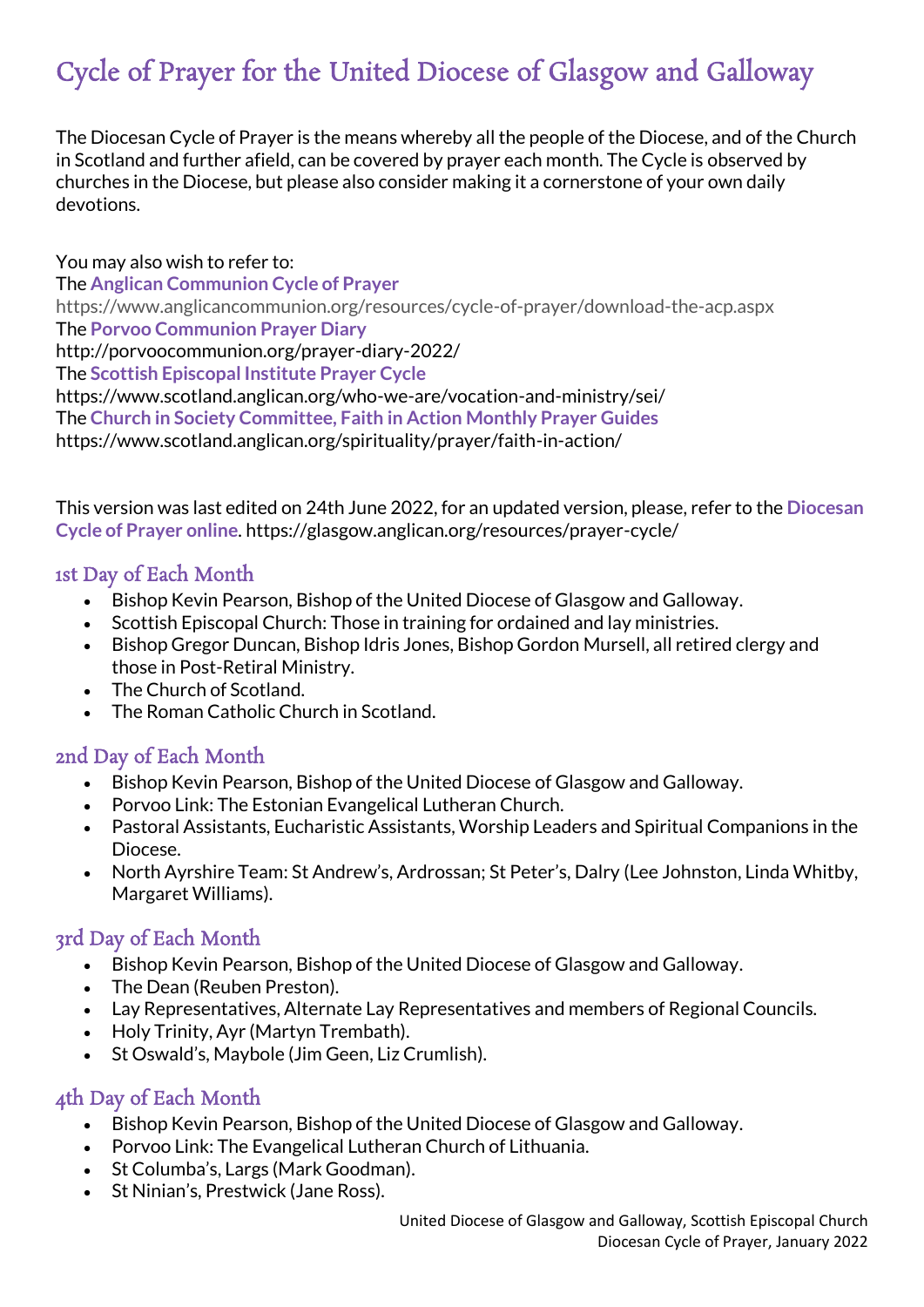# Cycle of Prayer for the United Diocese of Glasgow and Galloway

The Diocesan Cycle of Prayer is the means whereby all the people of the Diocese, and of the Church in Scotland and further afield, can be covered by prayer each month. The Cycle is observed by churches in the Diocese, but please also consider making it a cornerstone of your own daily devotions.

You may also wish to refer to:
The **Anglican Communion Cycle of Prayer**
https://www.anglicancommunion.org/resources/cycle-of-prayer/download-the-acp.aspx
The **Porvoo Communion Prayer Diary**
http://porvoocommunion.org/prayer-diary-2022/
The **Scottish Episcopal Institute Prayer Cycle**
https://www.scotland.anglican.org/who-we-are/vocation-and-ministry/sei/
The **Church in Society Committee, Faith in Action Monthly Prayer Guides**
https://www.scotland.anglican.org/spirituality/prayer/faith-in-action/

This version was last edited on 24th June 2022, for an updated version, please, refer to the **Diocesan Cycle of Prayer online**. https://glasgow.anglican.org/resources/prayer-cycle/

## 1st Day of Each Month

- Bishop Kevin Pearson, Bishop of the United Diocese of Glasgow and Galloway.
- Scottish Episcopal Church: Those in training for ordained and lay ministries.
- Bishop Gregor Duncan, Bishop Idris Jones, Bishop Gordon Mursell, all retired clergy and those in Post-Retiral Ministry.
- The Church of Scotland.
- The Roman Catholic Church in Scotland.

## 2nd Day of Each Month

- Bishop Kevin Pearson, Bishop of the United Diocese of Glasgow and Galloway.
- Porvoo Link: The Estonian Evangelical Lutheran Church.
- Pastoral Assistants, Eucharistic Assistants, Worship Leaders and Spiritual Companions in the Diocese.
- North Ayrshire Team: St Andrew's, Ardrossan; St Peter's, Dalry (Lee Johnston, Linda Whitby, Margaret Williams).

## 3rd Day of Each Month

- Bishop Kevin Pearson, Bishop of the United Diocese of Glasgow and Galloway.
- The Dean (Reuben Preston).
- Lay Representatives, Alternate Lay Representatives and members of Regional Councils.
- Holy Trinity, Ayr (Martyn Trembath).
- St Oswald's, Maybole (Jim Geen, Liz Crumlish).

## 4th Day of Each Month

- Bishop Kevin Pearson, Bishop of the United Diocese of Glasgow and Galloway.
- Porvoo Link: The Evangelical Lutheran Church of Lithuania.
- St Columba's, Largs (Mark Goodman).
- St Ninian's, Prestwick (Jane Ross).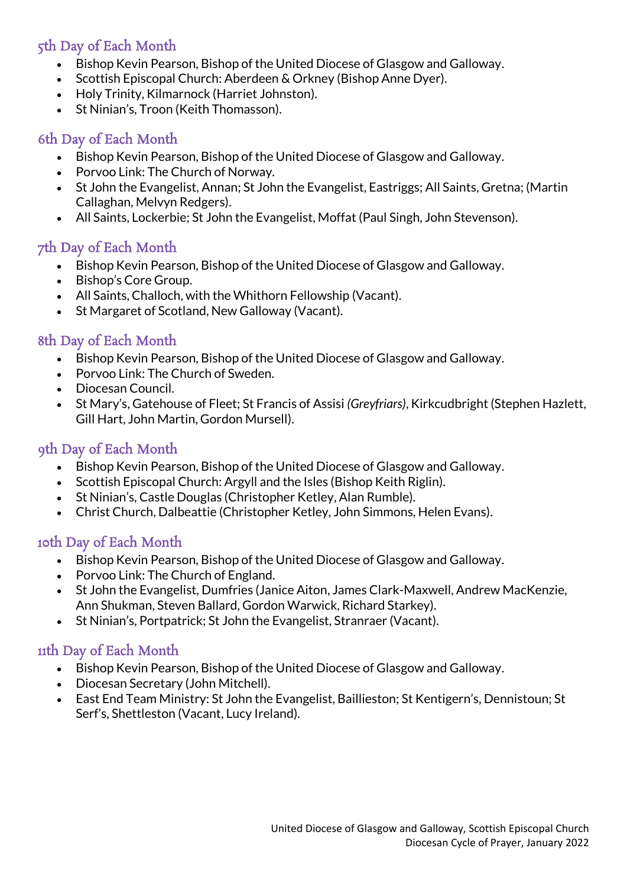## 5th Day of Each Month

- Bishop Kevin Pearson, Bishop of the United Diocese of Glasgow and Galloway.
- Scottish Episcopal Church: Aberdeen & Orkney (Bishop Anne Dyer).
- Holy Trinity, Kilmarnock (Harriet Johnston).
- St Ninian's, Troon (Keith Thomasson).

## 6th Day of Each Month

- Bishop Kevin Pearson, Bishop of the United Diocese of Glasgow and Galloway.
- Porvoo Link: The Church of Norway.
- St John the Evangelist, Annan; St John the Evangelist, Eastriggs; All Saints, Gretna; (Martin Callaghan, Melvyn Redgers).
- All Saints, Lockerbie; St John the Evangelist, Moffat (Paul Singh, John Stevenson).

## 7th Day of Each Month

- Bishop Kevin Pearson, Bishop of the United Diocese of Glasgow and Galloway.
- Bishop's Core Group.
- All Saints, Challoch, with the Whithorn Fellowship (Vacant).
- St Margaret of Scotland, New Galloway (Vacant).

## 8th Day of Each Month

- Bishop Kevin Pearson, Bishop of the United Diocese of Glasgow and Galloway.
- Porvoo Link: The Church of Sweden.
- Diocesan Council.
- St Mary's, Gatehouse of Fleet; St Francis of Assisi *(Greyfriars)*, Kirkcudbright (Stephen Hazlett, Gill Hart, John Martin, Gordon Mursell).

## 9th Day of Each Month

- Bishop Kevin Pearson, Bishop of the United Diocese of Glasgow and Galloway.
- Scottish Episcopal Church: Argyll and the Isles (Bishop Keith Riglin).
- St Ninian's, Castle Douglas (Christopher Ketley, Alan Rumble).
- Christ Church, Dalbeattie (Christopher Ketley, John Simmons, Helen Evans).

## 10th Day of Each Month

- Bishop Kevin Pearson, Bishop of the United Diocese of Glasgow and Galloway.
- Porvoo Link: The Church of England.
- St John the Evangelist, Dumfries (Janice Aiton, James Clark-Maxwell, Andrew MacKenzie, Ann Shukman, Steven Ballard, Gordon Warwick, Richard Starkey).
- St Ninian's, Portpatrick; St John the Evangelist, Stranraer (Vacant).

## 11th Day of Each Month

- Bishop Kevin Pearson, Bishop of the United Diocese of Glasgow and Galloway.
- Diocesan Secretary (John Mitchell).
- East End Team Ministry: St John the Evangelist, Baillieston; St Kentigern's, Dennistoun; St Serf's, Shettleston (Vacant, Lucy Ireland).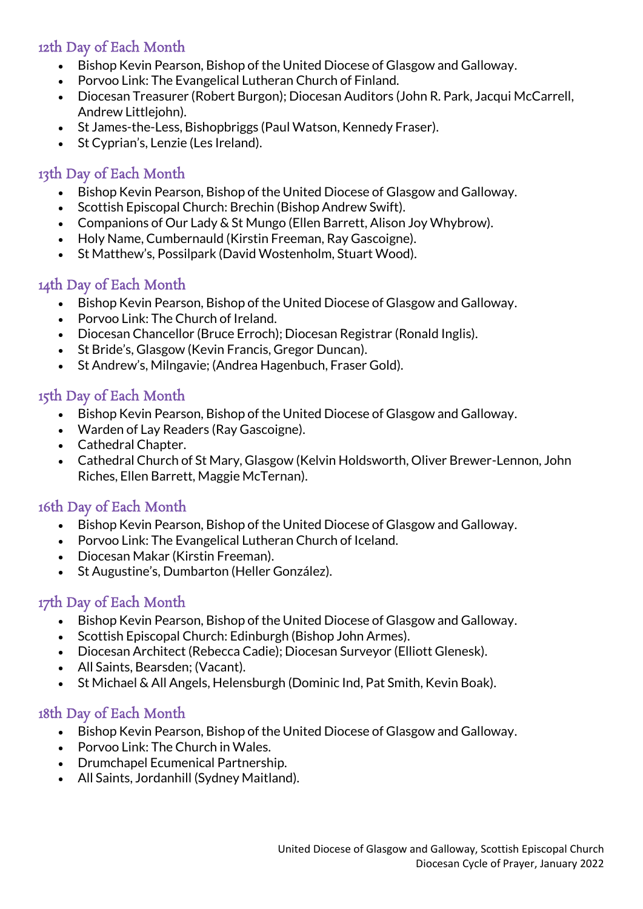## 12th Day of Each Month

- Bishop Kevin Pearson, Bishop of the United Diocese of Glasgow and Galloway.
- Porvoo Link: The Evangelical Lutheran Church of Finland.
- Diocesan Treasurer (Robert Burgon); Diocesan Auditors (John R. Park, Jacqui McCarrell, Andrew Littlejohn).
- St James-the-Less, Bishopbriggs (Paul Watson, Kennedy Fraser).
- St Cyprian's, Lenzie (Les Ireland).

## 13th Day of Each Month

- Bishop Kevin Pearson, Bishop of the United Diocese of Glasgow and Galloway.
- Scottish Episcopal Church: Brechin (Bishop Andrew Swift).
- Companions of Our Lady & St Mungo (Ellen Barrett, Alison Joy Whybrow).
- Holy Name, Cumbernauld (Kirstin Freeman, Ray Gascoigne).
- St Matthew's, Possilpark (David Wostenholm, Stuart Wood).

## 14th Day of Each Month

- Bishop Kevin Pearson, Bishop of the United Diocese of Glasgow and Galloway.
- Porvoo Link: The Church of Ireland.
- Diocesan Chancellor (Bruce Erroch); Diocesan Registrar (Ronald Inglis).
- St Bride's, Glasgow (Kevin Francis, Gregor Duncan).
- St Andrew's, Milngavie; (Andrea Hagenbuch, Fraser Gold).

## 15th Day of Each Month

- Bishop Kevin Pearson, Bishop of the United Diocese of Glasgow and Galloway.
- Warden of Lay Readers (Ray Gascoigne).
- Cathedral Chapter.
- Cathedral Church of St Mary, Glasgow (Kelvin Holdsworth, Oliver Brewer-Lennon, John Riches, Ellen Barrett, Maggie McTernan).

## 16th Day of Each Month

- Bishop Kevin Pearson, Bishop of the United Diocese of Glasgow and Galloway.
- Porvoo Link: The Evangelical Lutheran Church of Iceland.
- Diocesan Makar (Kirstin Freeman).
- St Augustine's, Dumbarton (Heller González).

## 17th Day of Each Month

- Bishop Kevin Pearson, Bishop of the United Diocese of Glasgow and Galloway.
- Scottish Episcopal Church: Edinburgh (Bishop John Armes).
- Diocesan Architect (Rebecca Cadie); Diocesan Surveyor (Elliott Glenesk).
- All Saints, Bearsden; (Vacant).
- St Michael & All Angels, Helensburgh (Dominic Ind, Pat Smith, Kevin Boak).

## 18th Day of Each Month

- Bishop Kevin Pearson, Bishop of the United Diocese of Glasgow and Galloway.
- Porvoo Link: The Church in Wales.
- Drumchapel Ecumenical Partnership.
- All Saints, Jordanhill (Sydney Maitland).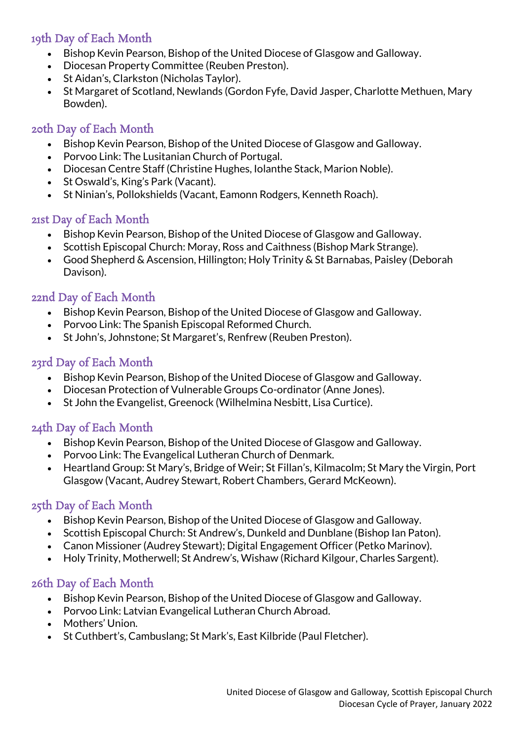## 19th Day of Each Month

- Bishop Kevin Pearson, Bishop of the United Diocese of Glasgow and Galloway.
- Diocesan Property Committee (Reuben Preston).
- St Aidan's, Clarkston (Nicholas Taylor).
- St Margaret of Scotland, Newlands (Gordon Fyfe, David Jasper, Charlotte Methuen, Mary Bowden).

## 20th Day of Each Month

- Bishop Kevin Pearson, Bishop of the United Diocese of Glasgow and Galloway.
- Porvoo Link: The Lusitanian Church of Portugal.
- Diocesan Centre Staff (Christine Hughes, Iolanthe Stack, Marion Noble).
- St Oswald's, King's Park (Vacant).
- St Ninian's, Pollokshields (Vacant, Eamonn Rodgers, Kenneth Roach).

## 21st Day of Each Month

- Bishop Kevin Pearson, Bishop of the United Diocese of Glasgow and Galloway.
- Scottish Episcopal Church: Moray, Ross and Caithness (Bishop Mark Strange).
- Good Shepherd & Ascension, Hillington; Holy Trinity & St Barnabas, Paisley (Deborah Davison).

## 22nd Day of Each Month

- Bishop Kevin Pearson, Bishop of the United Diocese of Glasgow and Galloway.
- Porvoo Link: The Spanish Episcopal Reformed Church.
- St John's, Johnstone; St Margaret's, Renfrew (Reuben Preston).

## 23rd Day of Each Month

- Bishop Kevin Pearson, Bishop of the United Diocese of Glasgow and Galloway.
- Diocesan Protection of Vulnerable Groups Co-ordinator (Anne Jones).
- St John the Evangelist, Greenock (Wilhelmina Nesbitt, Lisa Curtice).

## 24th Day of Each Month

- Bishop Kevin Pearson, Bishop of the United Diocese of Glasgow and Galloway.
- Porvoo Link: The Evangelical Lutheran Church of Denmark.
- Heartland Group: St Mary's, Bridge of Weir; St Fillan's, Kilmacolm; St Mary the Virgin, Port Glasgow (Vacant, Audrey Stewart, Robert Chambers, Gerard McKeown).

## 25th Day of Each Month

- Bishop Kevin Pearson, Bishop of the United Diocese of Glasgow and Galloway.
- Scottish Episcopal Church: St Andrew's, Dunkeld and Dunblane (Bishop Ian Paton).
- Canon Missioner (Audrey Stewart); Digital Engagement Officer (Petko Marinov).
- Holy Trinity, Motherwell; St Andrew's, Wishaw (Richard Kilgour, Charles Sargent).

## 26th Day of Each Month

- Bishop Kevin Pearson, Bishop of the United Diocese of Glasgow and Galloway.
- Porvoo Link: Latvian Evangelical Lutheran Church Abroad.
- Mothers' Union.
- St Cuthbert's, Cambuslang; St Mark's, East Kilbride (Paul Fletcher).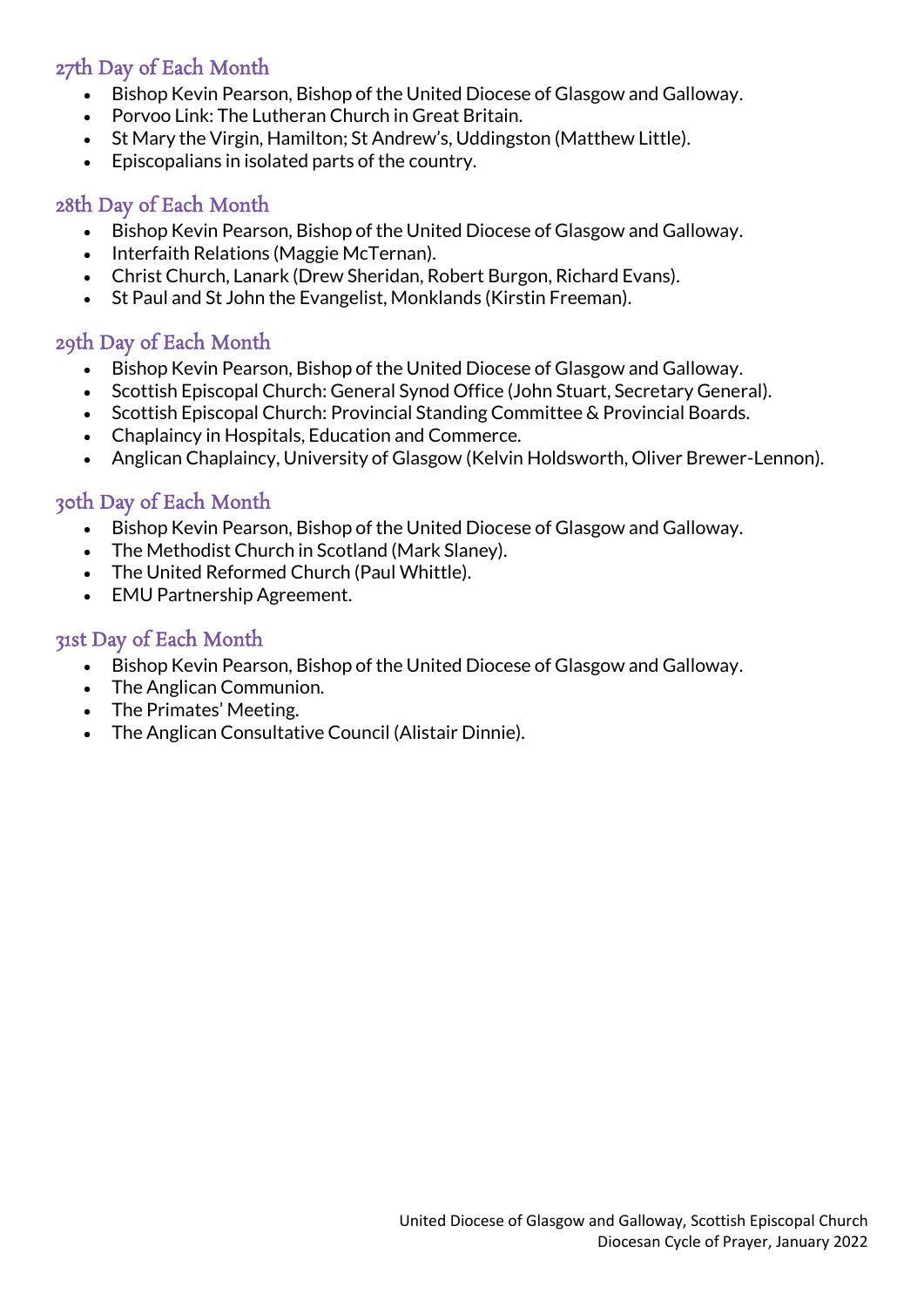## 27th Day of Each Month

- Bishop Kevin Pearson, Bishop of the United Diocese of Glasgow and Galloway.
- Porvoo Link: The Lutheran Church in Great Britain.
- St Mary the Virgin, Hamilton; St Andrew's, Uddingston (Matthew Little).
- Episcopalians in isolated parts of the country.

## 28th Day of Each Month

- Bishop Kevin Pearson, Bishop of the United Diocese of Glasgow and Galloway.
- Interfaith Relations (Maggie McTernan).
- Christ Church, Lanark (Drew Sheridan, Robert Burgon, Richard Evans).
- St Paul and St John the Evangelist, Monklands (Kirstin Freeman).

## 29th Day of Each Month

- Bishop Kevin Pearson, Bishop of the United Diocese of Glasgow and Galloway.
- Scottish Episcopal Church: General Synod Office (John Stuart, Secretary General).
- Scottish Episcopal Church: Provincial Standing Committee & Provincial Boards.
- Chaplaincy in Hospitals, Education and Commerce.
- Anglican Chaplaincy, University of Glasgow (Kelvin Holdsworth, Oliver Brewer-Lennon).

## 30th Day of Each Month

- Bishop Kevin Pearson, Bishop of the United Diocese of Glasgow and Galloway.
- The Methodist Church in Scotland (Mark Slaney).
- The United Reformed Church (Paul Whittle).
- EMU Partnership Agreement.

## 31st Day of Each Month

- Bishop Kevin Pearson, Bishop of the United Diocese of Glasgow and Galloway.
- The Anglican Communion.
- The Primates' Meeting.
- The Anglican Consultative Council (Alistair Dinnie).